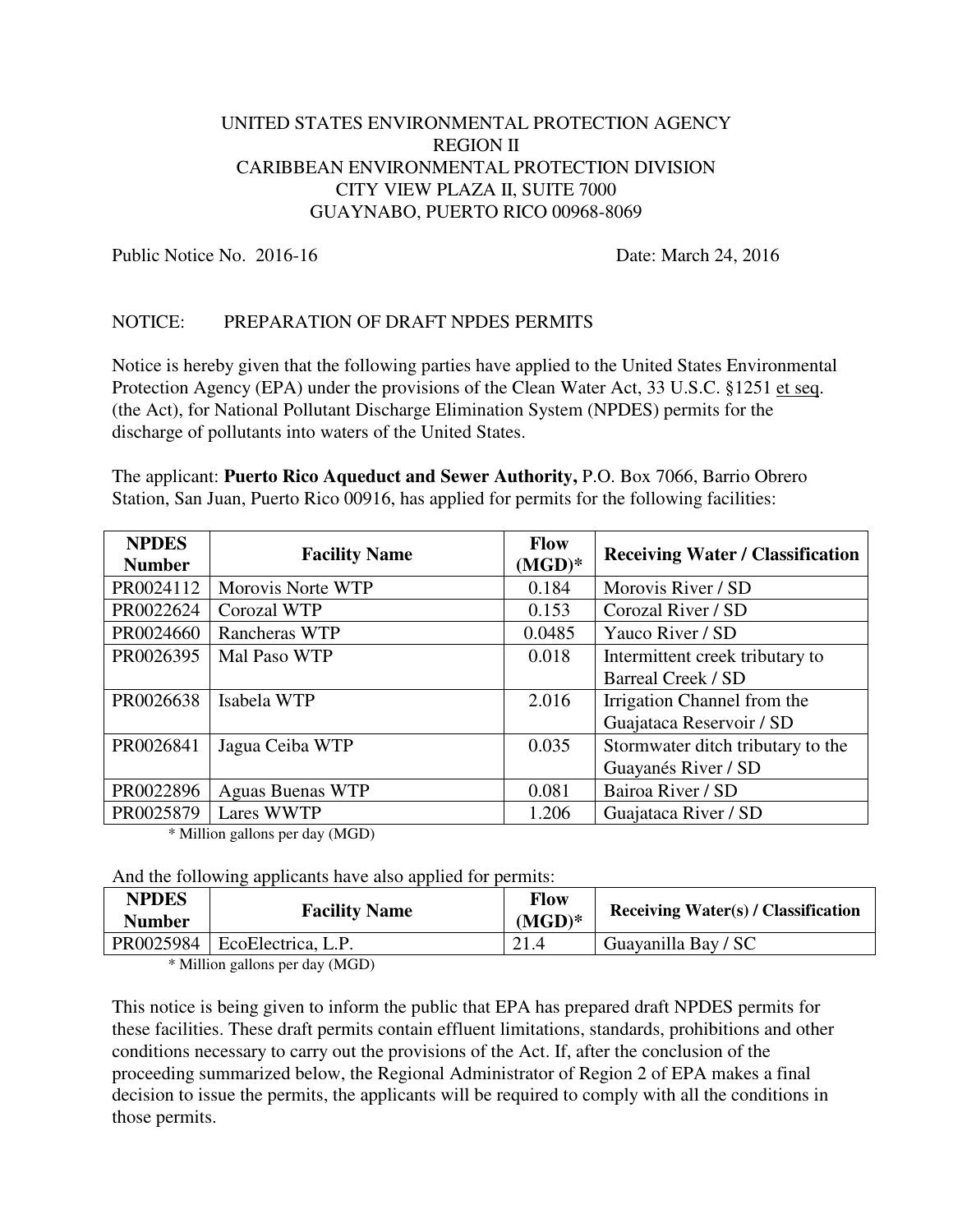UNITED STATES ENVIRONMENTAL PROTECTION AGENCY
REGION II
CARIBBEAN ENVIRONMENTAL PROTECTION DIVISION
CITY VIEW PLAZA II, SUITE 7000
GUAYNABO, PUERTO RICO 00968-8069

Public Notice No. 2016-16 Date: March 24, 2016

NOTICE: PREPARATION OF DRAFT NPDES PERMITS

Notice is hereby given that the following parties have applied to the United States Environmental Protection Agency (EPA) under the provisions of the Clean Water Act, 33 U.S.C. §1251 et seq. (the Act), for National Pollutant Discharge Elimination System (NPDES) permits for the discharge of pollutants into waters of the United States.

The applicant: **Puerto Rico Aqueduct and Sewer Authority,** P.O. Box 7066, Barrio Obrero Station, San Juan, Puerto Rico 00916, has applied for permits for the following facilities:

| NPDES Number | Facility Name | Flow (MGD)* | Receiving Water / Classification |
|---|---|---|---|
| PR0024112 | Morovis Norte WTP | 0.184 | Morovis River / SD |
| PR0022624 | Corozal WTP | 0.153 | Corozal River / SD |
| PR0024660 | Rancheras WTP | 0.0485 | Yauco River / SD |
| PR0026395 | Mal Paso WTP | 0.018 | Intermittent creek tributary to Barreal Creek / SD |
| PR0026638 | Isabela WTP | 2.016 | Irrigation Channel from the Guajataca Reservoir / SD |
| PR0026841 | Jagua Ceiba WTP | 0.035 | Stormwater ditch tributary to the Guayanés River / SD |
| PR0022896 | Aguas Buenas WTP | 0.081 | Bairoa River / SD |
| PR0025879 | Lares WWTP | 1.206 | Guajataca River / SD |

\* Million gallons per day (MGD)

And the following applicants have also applied for permits:

| NPDES Number | Facility Name | Flow (MGD)* | Receiving Water(s) / Classification |
|---|---|---|---|
| PR0025984 | EcoElectrica, L.P. | 21.4 | Guayanilla Bay / SC |

\* Million gallons per day (MGD)

This notice is being given to inform the public that EPA has prepared draft NPDES permits for these facilities. These draft permits contain effluent limitations, standards, prohibitions and other conditions necessary to carry out the provisions of the Act. If, after the conclusion of the proceeding summarized below, the Regional Administrator of Region 2 of EPA makes a final decision to issue the permits, the applicants will be required to comply with all the conditions in those permits.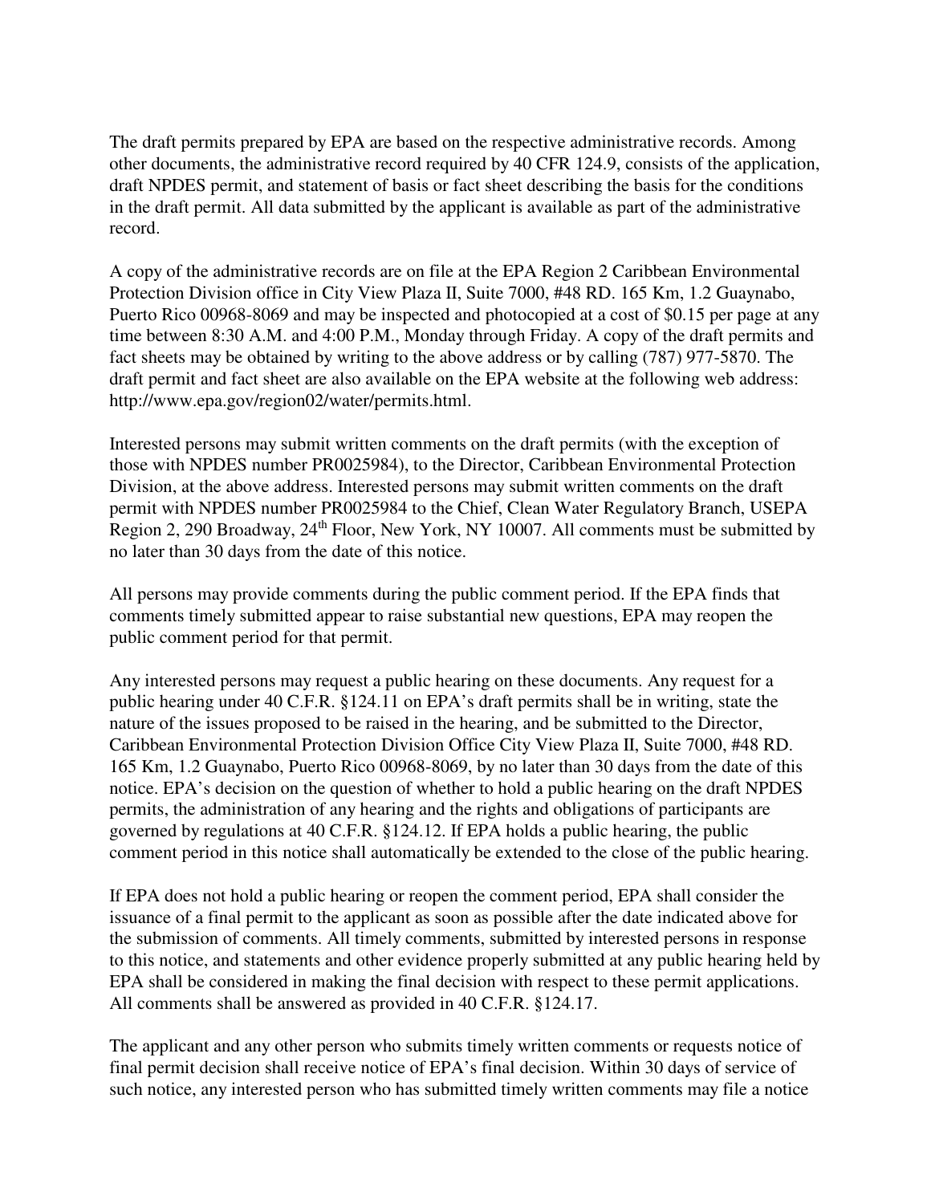The draft permits prepared by EPA are based on the respective administrative records. Among other documents, the administrative record required by 40 CFR 124.9, consists of the application, draft NPDES permit, and statement of basis or fact sheet describing the basis for the conditions in the draft permit. All data submitted by the applicant is available as part of the administrative record.

A copy of the administrative records are on file at the EPA Region 2 Caribbean Environmental Protection Division office in City View Plaza II, Suite 7000, #48 RD. 165 Km, 1.2 Guaynabo, Puerto Rico 00968-8069 and may be inspected and photocopied at a cost of $0.15 per page at any time between 8:30 A.M. and 4:00 P.M., Monday through Friday. A copy of the draft permits and fact sheets may be obtained by writing to the above address or by calling (787) 977-5870. The draft permit and fact sheet are also available on the EPA website at the following web address: http://www.epa.gov/region02/water/permits.html.

Interested persons may submit written comments on the draft permits (with the exception of those with NPDES number PR0025984), to the Director, Caribbean Environmental Protection Division, at the above address. Interested persons may submit written comments on the draft permit with NPDES number PR0025984 to the Chief, Clean Water Regulatory Branch, USEPA Region 2, 290 Broadway, 24th Floor, New York, NY 10007. All comments must be submitted by no later than 30 days from the date of this notice.

All persons may provide comments during the public comment period. If the EPA finds that comments timely submitted appear to raise substantial new questions, EPA may reopen the public comment period for that permit.

Any interested persons may request a public hearing on these documents. Any request for a public hearing under 40 C.F.R. §124.11 on EPA's draft permits shall be in writing, state the nature of the issues proposed to be raised in the hearing, and be submitted to the Director, Caribbean Environmental Protection Division Office City View Plaza II, Suite 7000, #48 RD. 165 Km, 1.2 Guaynabo, Puerto Rico 00968-8069, by no later than 30 days from the date of this notice. EPA's decision on the question of whether to hold a public hearing on the draft NPDES permits, the administration of any hearing and the rights and obligations of participants are governed by regulations at 40 C.F.R. §124.12. If EPA holds a public hearing, the public comment period in this notice shall automatically be extended to the close of the public hearing.

If EPA does not hold a public hearing or reopen the comment period, EPA shall consider the issuance of a final permit to the applicant as soon as possible after the date indicated above for the submission of comments. All timely comments, submitted by interested persons in response to this notice, and statements and other evidence properly submitted at any public hearing held by EPA shall be considered in making the final decision with respect to these permit applications. All comments shall be answered as provided in 40 C.F.R. §124.17.

The applicant and any other person who submits timely written comments or requests notice of final permit decision shall receive notice of EPA's final decision. Within 30 days of service of such notice, any interested person who has submitted timely written comments may file a notice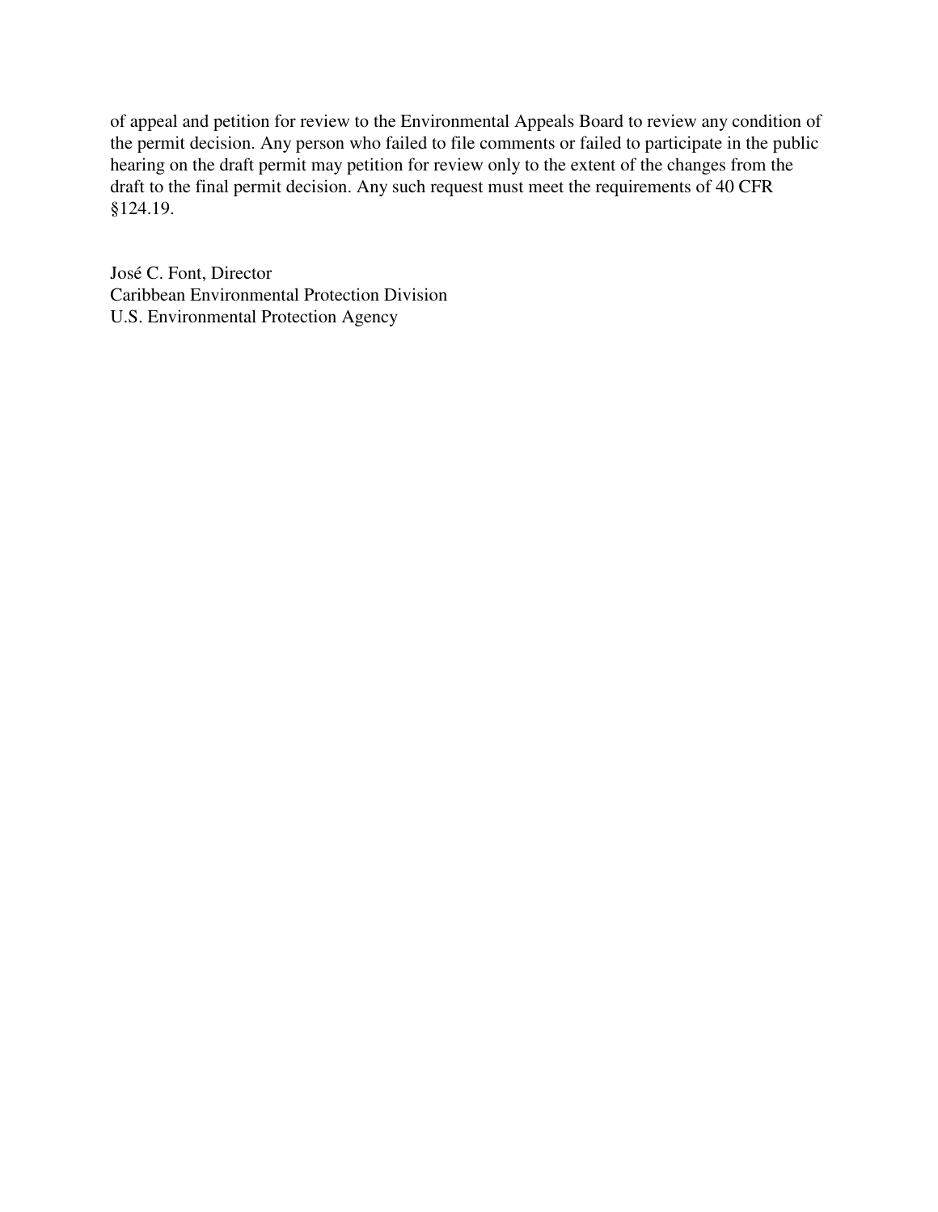of appeal and petition for review to the Environmental Appeals Board to review any condition of the permit decision. Any person who failed to file comments or failed to participate in the public hearing on the draft permit may petition for review only to the extent of the changes from the draft to the final permit decision. Any such request must meet the requirements of 40 CFR §124.19.

José C. Font, Director
Caribbean Environmental Protection Division
U.S. Environmental Protection Agency